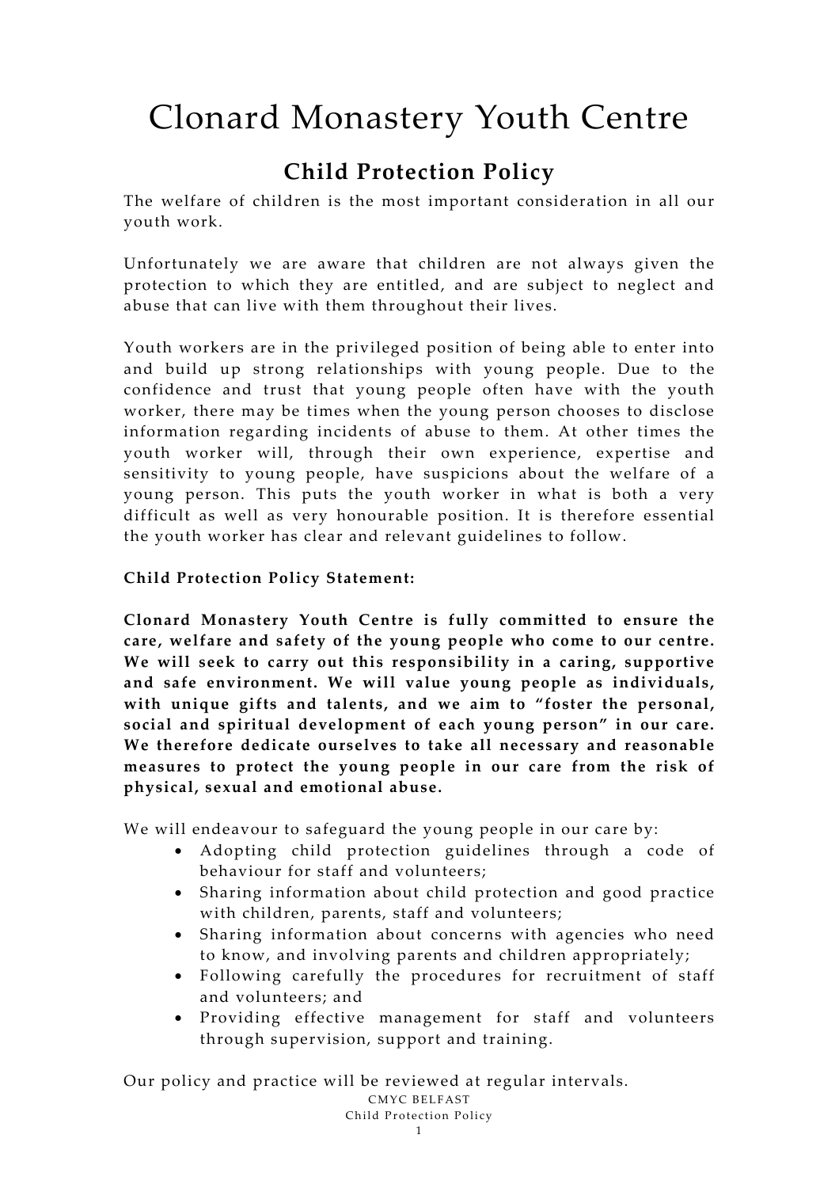# Clonard Monastery Youth Centre

## Child Protection Policy

The welfare of children is the most important consideration in all our youth work.

Unfortunately we are aware that children are not always given the protection to which they are entitled, and are subject to neglect and abuse that can live with them throughout their lives.

Youth workers are in the privileged position of being able to enter into and build up strong relationships with young people. Due to the confidence and trust that young people often have with the youth worker, there may be times when the young person chooses to disclose information regarding incidents of abuse to them. At other times the youth worker will, through their own experience, expertise and sensitivity to young people, have suspicions about the welfare of a young person. This puts the youth worker in what is both a very difficult as well as very honourable position. It is therefore essential the youth worker has clear and relevant guidelines to follow.

**Child Protection Policy Statement:**

**Clonard Monastery Youth Centre is fully committed to ensure the care, welfare and safety of the young people who come to our centre. We will seek to carry out this responsibility in a caring, supportive and safe environment. We will value young people as individuals, with unique gifts and talents, and we aim to "foster the personal, social and spiritual development of each young person" in our care. We therefore dedicate ourselves to take all necessary and reasonable measures to protect the young people in our care from the risk of physical, sexual and emotional abuse.**

We will endeavour to safeguard the young people in our care by:

- Adopting child protection guidelines through a code of behaviour for staff and volunteers;
- Sharing information about child protection and good practice with children, parents, staff and volunteers;
- Sharing information about concerns with agencies who need to know, and involving parents and children appropriately;
- Following carefully the procedures for recruitment of staff and volunteers; and
- Providing effective management for staff and volunteers through supervision, support and training.

Our policy and practice will be reviewed at regular intervals.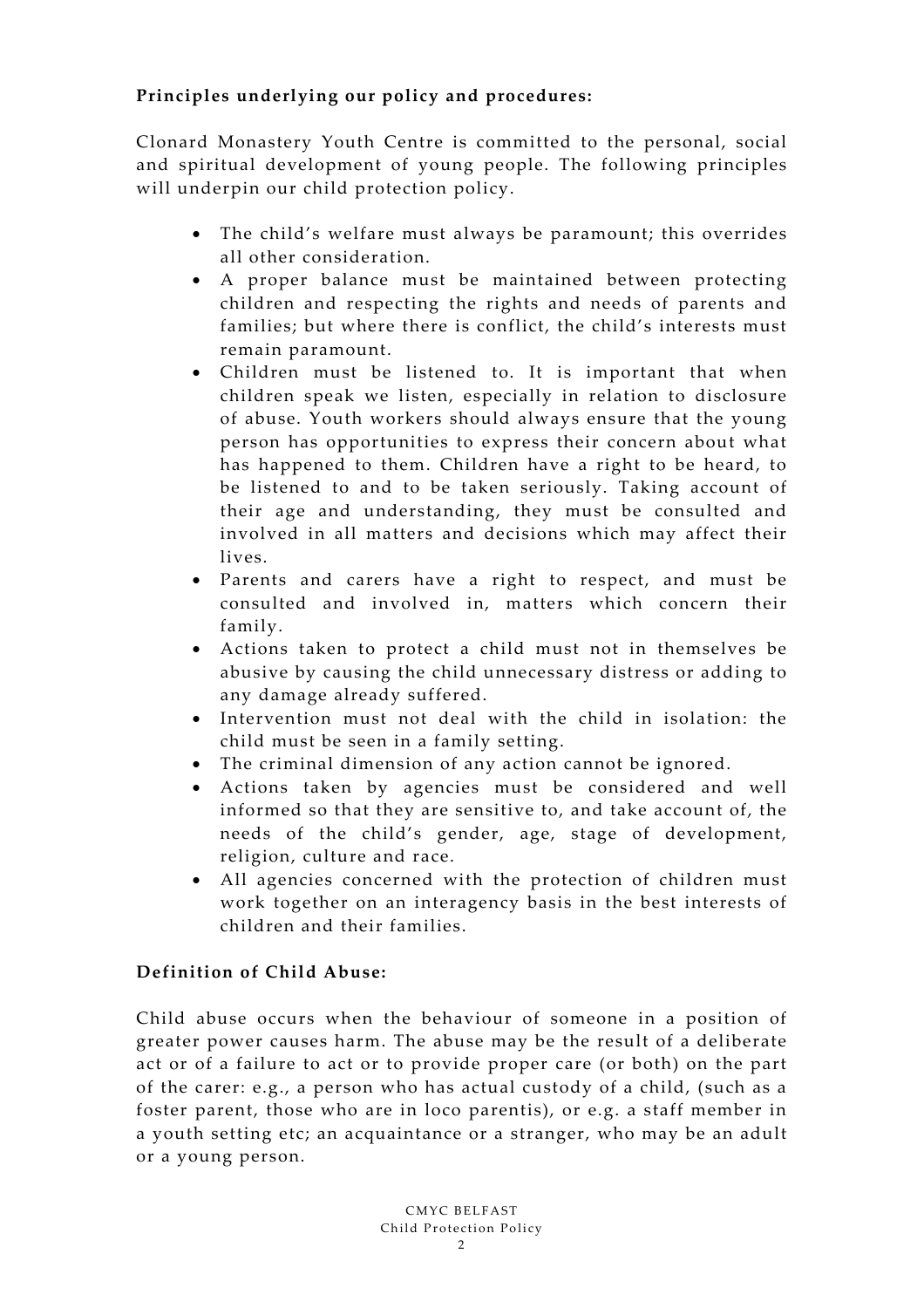**Principles underlying our policy and procedures:**

Clonard Monastery Youth Centre is committed to the personal, social and spiritual development of young people. The following principles will underpin our child protection policy.

- The child's welfare must always be paramount; this overrides all other consideration.
- A proper balance must be maintained between protecting children and respecting the rights and needs of parents and families; but where there is conflict, the child's interests must remain paramount.
- Children must be listened to. It is important that when children speak we listen, especially in relation to disclosure of abuse. Youth workers should always ensure that the young person has opportunities to express their concern about what has happened to them. Children have a right to be heard, to be listened to and to be taken seriously. Taking account of their age and understanding, they must be consulted and involved in all matters and decisions which may affect their lives.
- Parents and carers have a right to respect, and must be consulted and involved in, matters which concern their family.
- Actions taken to protect a child must not in themselves be abusive by causing the child unnecessary distress or adding to any damage already suffered.
- Intervention must not deal with the child in isolation: the child must be seen in a family setting.
- The criminal dimension of any action cannot be ignored.
- Actions taken by agencies must be considered and well informed so that they are sensitive to, and take account of, the needs of the child's gender, age, stage of development, religion, culture and race.
- All agencies concerned with the protection of children must work together on an interagency basis in the best interests of children and their families.

**Definition of Child Abuse:**

Child abuse occurs when the behaviour of someone in a position of greater power causes harm. The abuse may be the result of a deliberate act or of a failure to act or to provide proper care (or both) on the part of the carer: e.g., a person who has actual custody of a child, (such as a foster parent, those who are in loco parentis), or e.g. a staff member in a youth setting etc; an acquaintance or a stranger, who may be an adult or a young person.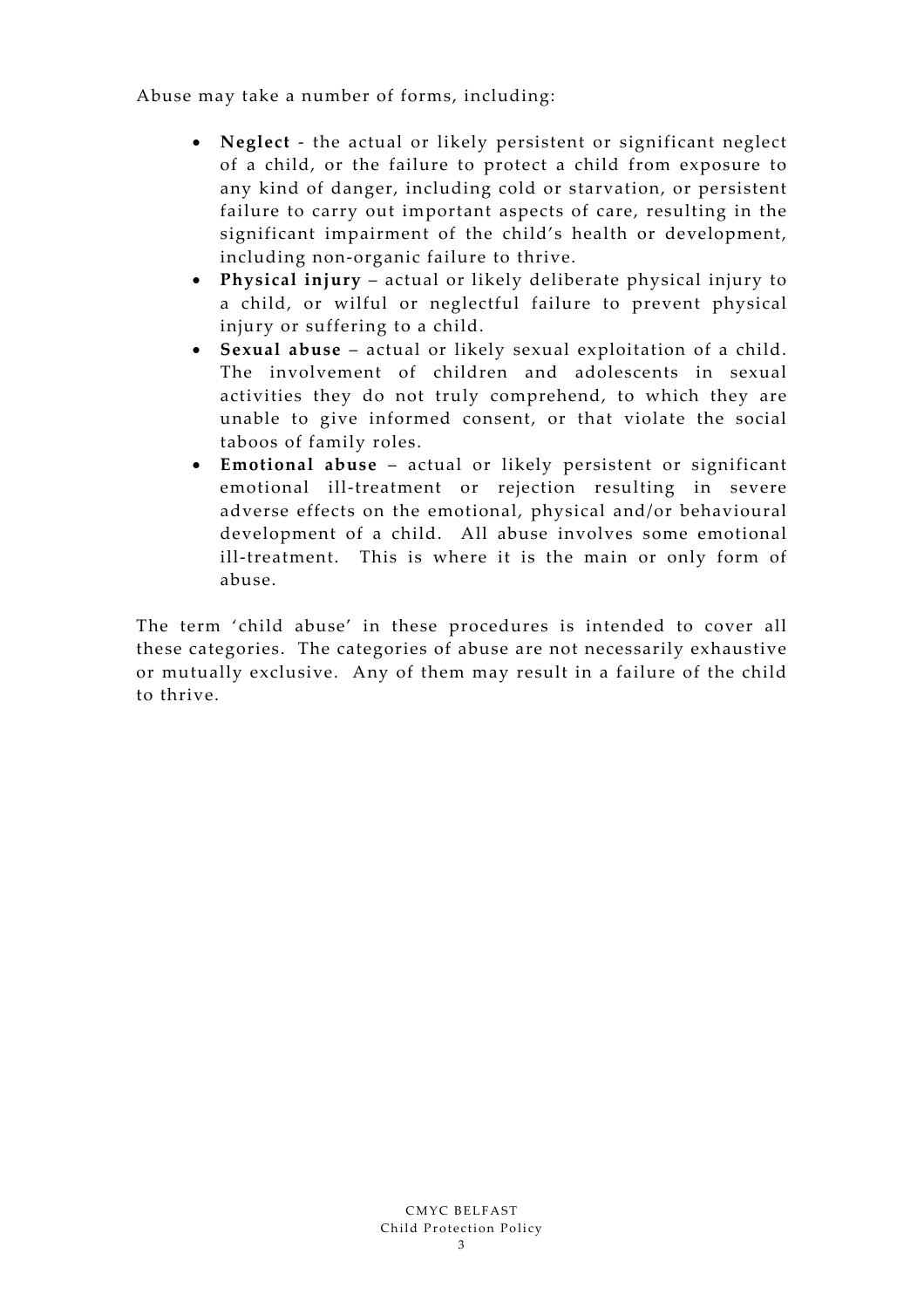Abuse may take a number of forms, including:

- **Neglect** - the actual or likely persistent or significant neglect of a child, or the failure to protect a child from exposure to any kind of danger, including cold or starvation, or persistent failure to carry out important aspects of care, resulting in the significant impairment of the child's health or development, including non-organic failure to thrive.
- **Physical injury** – actual or likely deliberate physical injury to a child, or wilful or neglectful failure to prevent physical injury or suffering to a child.
- **Sexual abuse** – actual or likely sexual exploitation of a child. The involvement of children and adolescents in sexual activities they do not truly comprehend, to which they are unable to give informed consent, or that violate the social taboos of family roles.
- **Emotional abuse** – actual or likely persistent or significant emotional ill-treatment or rejection resulting in severe adverse effects on the emotional, physical and/or behavioural development of a child. All abuse involves some emotional ill-treatment. This is where it is the main or only form of abuse.

The term 'child abuse' in these procedures is intended to cover all these categories. The categories of abuse are not necessarily exhaustive or mutually exclusive. Any of them may result in a failure of the child to thrive.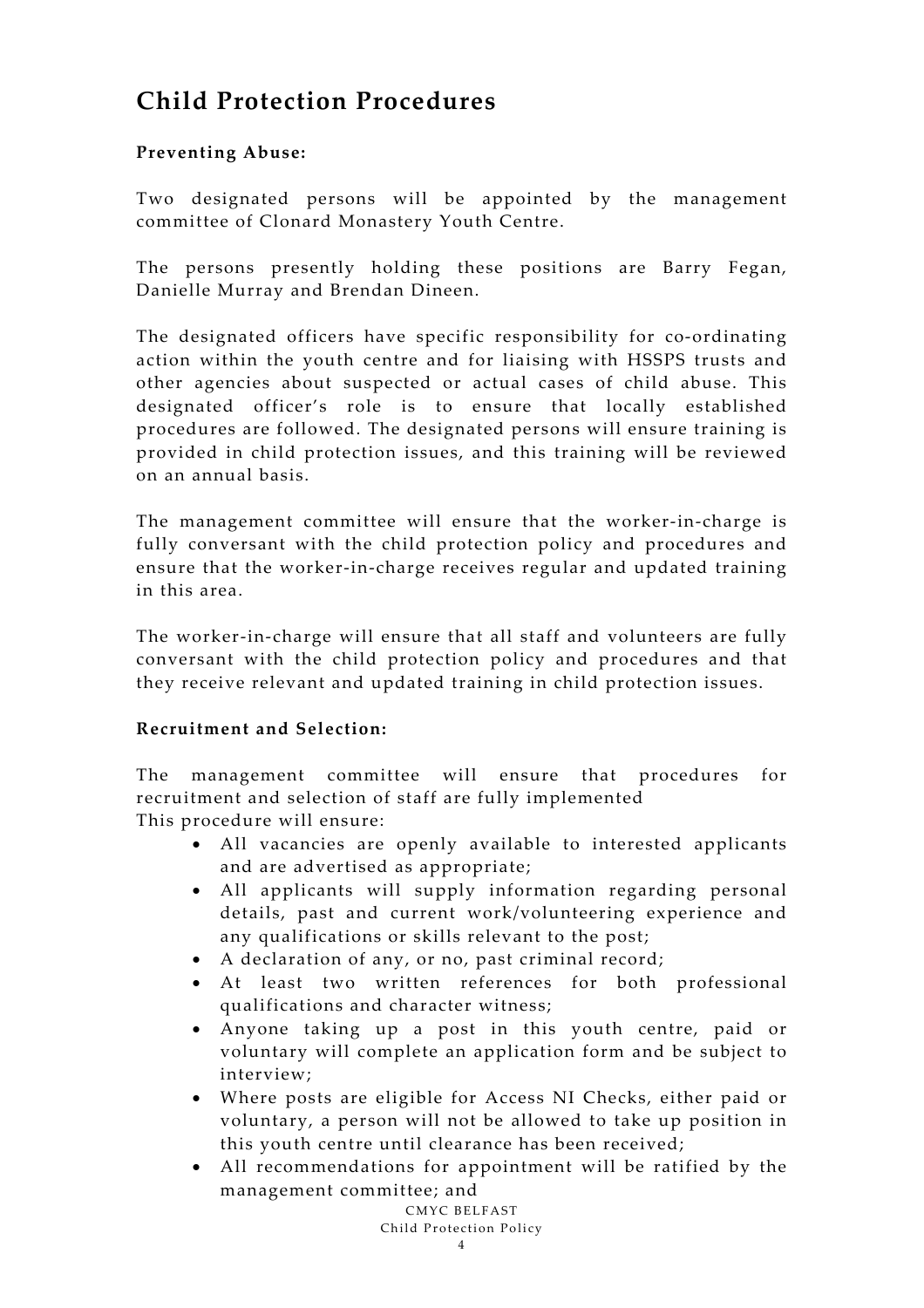## Child Protection Procedures

**Preventing Abuse:**

Two designated persons will be appointed by the management committee of Clonard Monastery Youth Centre.

The persons presently holding these positions are Barry Fegan, Danielle Murray and Brendan Dineen.

The designated officers have specific responsibility for co-ordinating action within the youth centre and for liaising with HSSPS trusts and other agencies about suspected or actual cases of child abuse. This designated officer's role is to ensure that locally established procedures are followed. The designated persons will ensure training is provided in child protection issues, and this training will be reviewed on an annual basis.

The management committee will ensure that the worker-in-charge is fully conversant with the child protection policy and procedures and ensure that the worker-in-charge receives regular and updated training in this area.

The worker-in-charge will ensure that all staff and volunteers are fully conversant with the child protection policy and procedures and that they receive relevant and updated training in child protection issues.

**Recruitment and Selection:**

The management committee will ensure that procedures for recruitment and selection of staff are fully implemented
This procedure will ensure:

- All vacancies are openly available to interested applicants and are advertised as appropriate;
- All applicants will supply information regarding personal details, past and current work/volunteering experience and any qualifications or skills relevant to the post;
- A declaration of any, or no, past criminal record;
- At least two written references for both professional qualifications and character witness;
- Anyone taking up a post in this youth centre, paid or voluntary will complete an application form and be subject to interview;
- Where posts are eligible for Access NI Checks, either paid or voluntary, a person will not be allowed to take up position in this youth centre until clearance has been received;
- All recommendations for appointment will be ratified by the management committee; and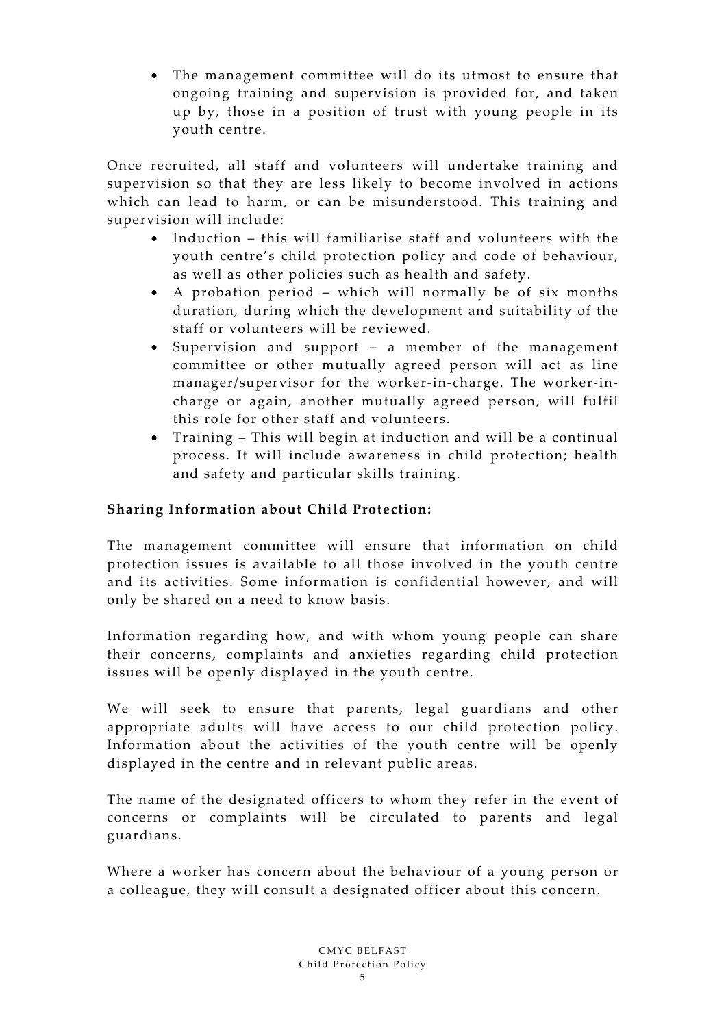- The management committee will do its utmost to ensure that ongoing training and supervision is provided for, and taken up by, those in a position of trust with young people in its youth centre.

Once recruited, all staff and volunteers will undertake training and supervision so that they are less likely to become involved in actions which can lead to harm, or can be misunderstood. This training and supervision will include:

- Induction – this will familiarise staff and volunteers with the youth centre's child protection policy and code of behaviour, as well as other policies such as health and safety.
- A probation period – which will normally be of six months duration, during which the development and suitability of the staff or volunteers will be reviewed.
- Supervision and support – a member of the management committee or other mutually agreed person will act as line manager/supervisor for the worker-in-charge. The worker-in-charge or again, another mutually agreed person, will fulfil this role for other staff and volunteers.
- Training – This will begin at induction and will be a continual process. It will include awareness in child protection; health and safety and particular skills training.

**Sharing Information about Child Protection:**

The management committee will ensure that information on child protection issues is available to all those involved in the youth centre and its activities. Some information is confidential however, and will only be shared on a need to know basis.

Information regarding how, and with whom young people can share their concerns, complaints and anxieties regarding child protection issues will be openly displayed in the youth centre.

We will seek to ensure that parents, legal guardians and other appropriate adults will have access to our child protection policy. Information about the activities of the youth centre will be openly displayed in the centre and in relevant public areas.

The name of the designated officers to whom they refer in the event of concerns or complaints will be circulated to parents and legal guardians.

Where a worker has concern about the behaviour of a young person or a colleague, they will consult a designated officer about this concern.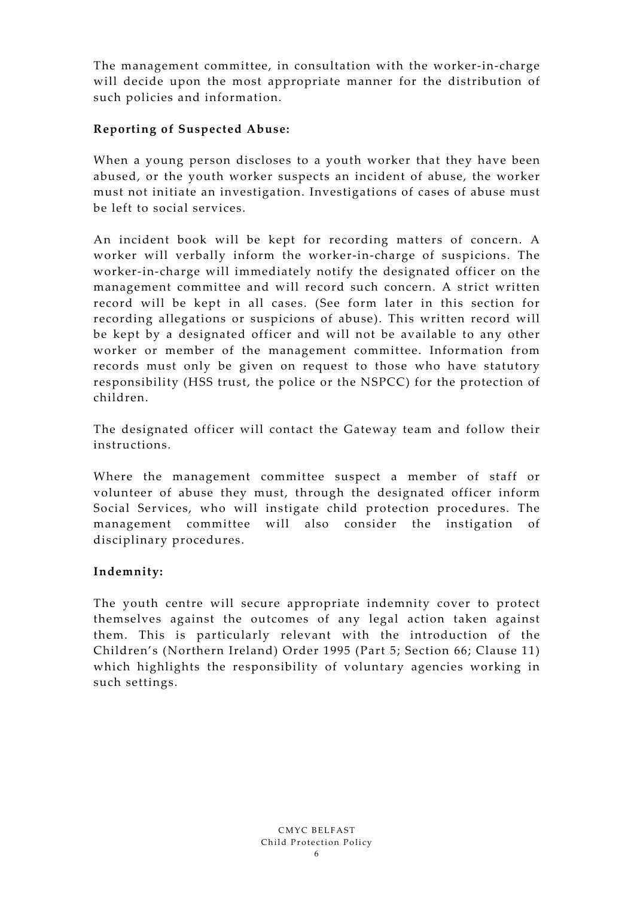The management committee, in consultation with the worker-in-charge will decide upon the most appropriate manner for the distribution of such policies and information.

**Reporting of Suspected Abuse:**

When a young person discloses to a youth worker that they have been abused, or the youth worker suspects an incident of abuse, the worker must not initiate an investigation. Investigations of cases of abuse must be left to social services.

An incident book will be kept for recording matters of concern. A worker will verbally inform the worker-in-charge of suspicions. The worker-in-charge will immediately notify the designated officer on the management committee and will record such concern. A strict written record will be kept in all cases. (See form later in this section for recording allegations or suspicions of abuse). This written record will be kept by a designated officer and will not be available to any other worker or member of the management committee. Information from records must only be given on request to those who have statutory responsibility (HSS trust, the police or the NSPCC) for the protection of children.

The designated officer will contact the Gateway team and follow their instructions.

Where the management committee suspect a member of staff or volunteer of abuse they must, through the designated officer inform Social Services, who will instigate child protection procedures. The management committee will also consider the instigation of disciplinary procedures.

**Indemnity:**

The youth centre will secure appropriate indemnity cover to protect themselves against the outcomes of any legal action taken against them. This is particularly relevant with the introduction of the Children's (Northern Ireland) Order 1995 (Part 5; Section 66; Clause 11) which highlights the responsibility of voluntary agencies working in such settings.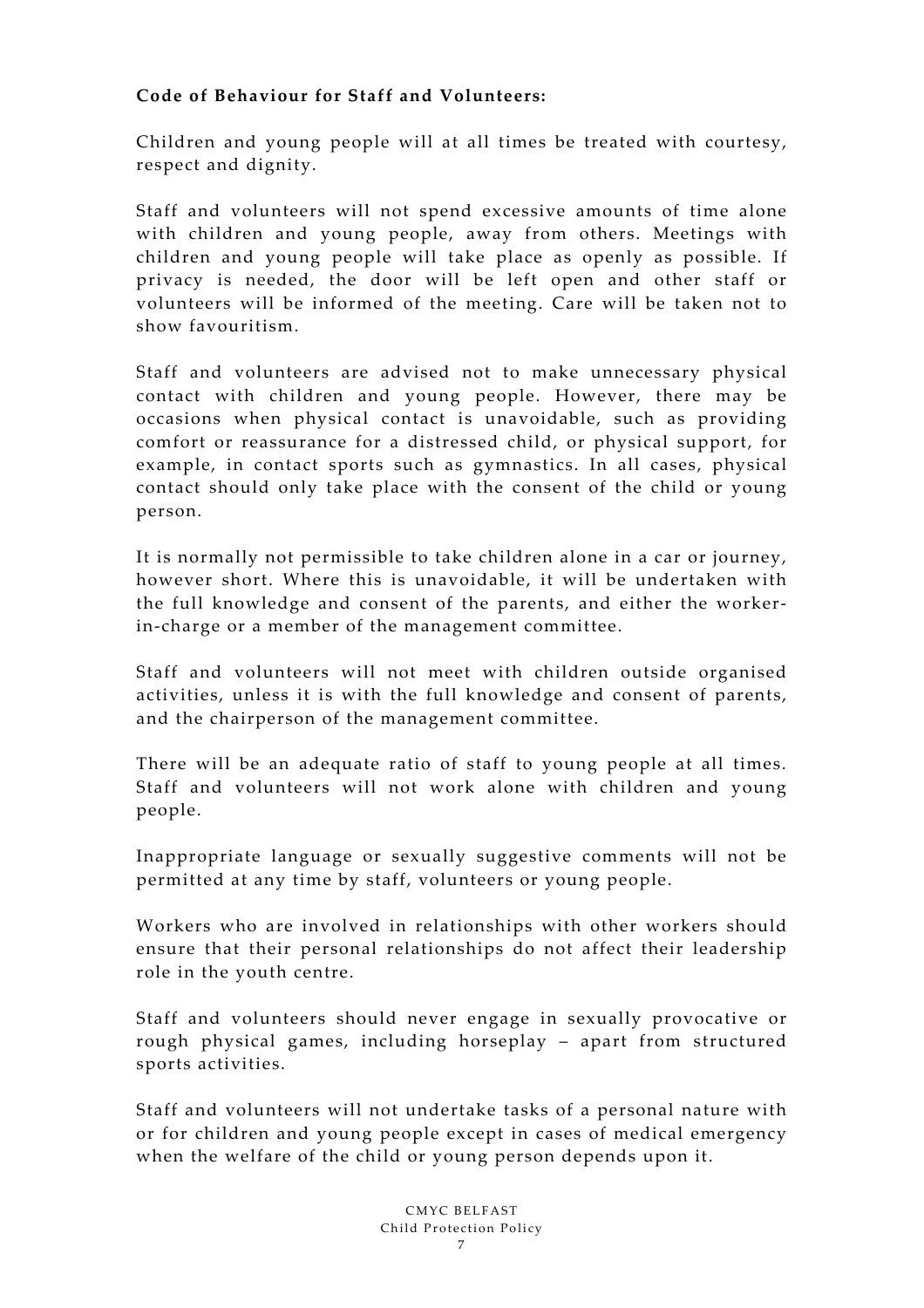**Code of Behaviour for Staff and Volunteers:**

Children and young people will at all times be treated with courtesy, respect and dignity.

Staff and volunteers will not spend excessive amounts of time alone with children and young people, away from others. Meetings with children and young people will take place as openly as possible. If privacy is needed, the door will be left open and other staff or volunteers will be informed of the meeting. Care will be taken not to show favouritism.

Staff and volunteers are advised not to make unnecessary physical contact with children and young people. However, there may be occasions when physical contact is unavoidable, such as providing comfort or reassurance for a distressed child, or physical support, for example, in contact sports such as gymnastics. In all cases, physical contact should only take place with the consent of the child or young person.

It is normally not permissible to take children alone in a car or journey, however short. Where this is unavoidable, it will be undertaken with the full knowledge and consent of the parents, and either the worker-in-charge or a member of the management committee.

Staff and volunteers will not meet with children outside organised activities, unless it is with the full knowledge and consent of parents, and the chairperson of the management committee.

There will be an adequate ratio of staff to young people at all times. Staff and volunteers will not work alone with children and young people.

Inappropriate language or sexually suggestive comments will not be permitted at any time by staff, volunteers or young people.

Workers who are involved in relationships with other workers should ensure that their personal relationships do not affect their leadership role in the youth centre.

Staff and volunteers should never engage in sexually provocative or rough physical games, including horseplay – apart from structured sports activities.

Staff and volunteers will not undertake tasks of a personal nature with or for children and young people except in cases of medical emergency when the welfare of the child or young person depends upon it.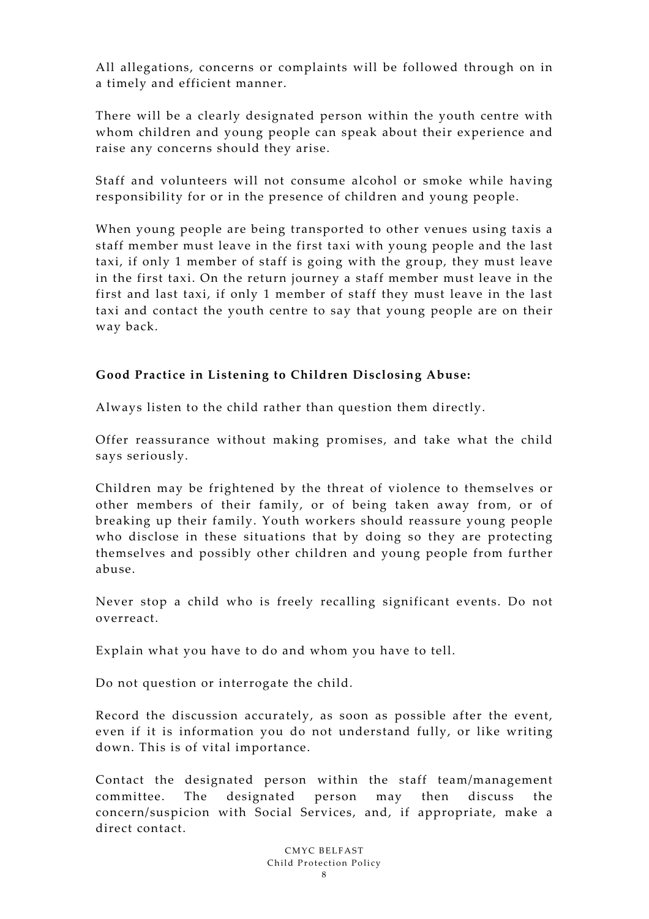All allegations, concerns or complaints will be followed through on in a timely and efficient manner.

There will be a clearly designated person within the youth centre with whom children and young people can speak about their experience and raise any concerns should they arise.

Staff and volunteers will not consume alcohol or smoke while having responsibility for or in the presence of children and young people.

When young people are being transported to other venues using taxis a staff member must leave in the first taxi with young people and the last taxi, if only 1 member of staff is going with the group, they must leave in the first taxi. On the return journey a staff member must leave in the first and last taxi, if only 1 member of staff they must leave in the last taxi and contact the youth centre to say that young people are on their way back.

**Good Practice in Listening to Children Disclosing Abuse:**

Always listen to the child rather than question them directly.

Offer reassurance without making promises, and take what the child says seriously.

Children may be frightened by the threat of violence to themselves or other members of their family, or of being taken away from, or of breaking up their family. Youth workers should reassure young people who disclose in these situations that by doing so they are protecting themselves and possibly other children and young people from further abuse.

Never stop a child who is freely recalling significant events. Do not overreact.

Explain what you have to do and whom you have to tell.

Do not question or interrogate the child.

Record the discussion accurately, as soon as possible after the event, even if it is information you do not understand fully, or like writing down. This is of vital importance.

Contact the designated person within the staff team/management committee. The designated person may then discuss the concern/suspicion with Social Services, and, if appropriate, make a direct contact.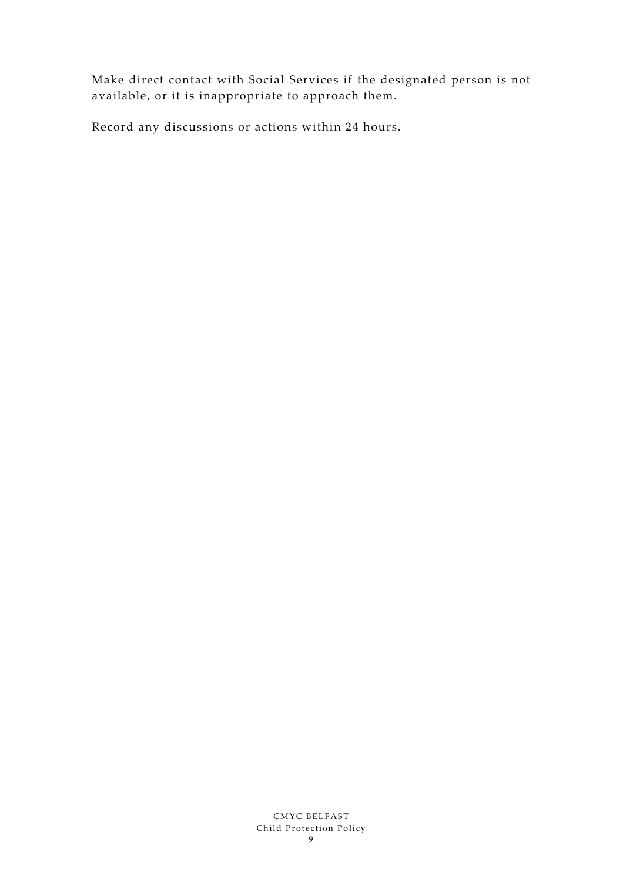Make direct contact with Social Services if the designated person is not available, or it is inappropriate to approach them.

Record any discussions or actions within 24 hours.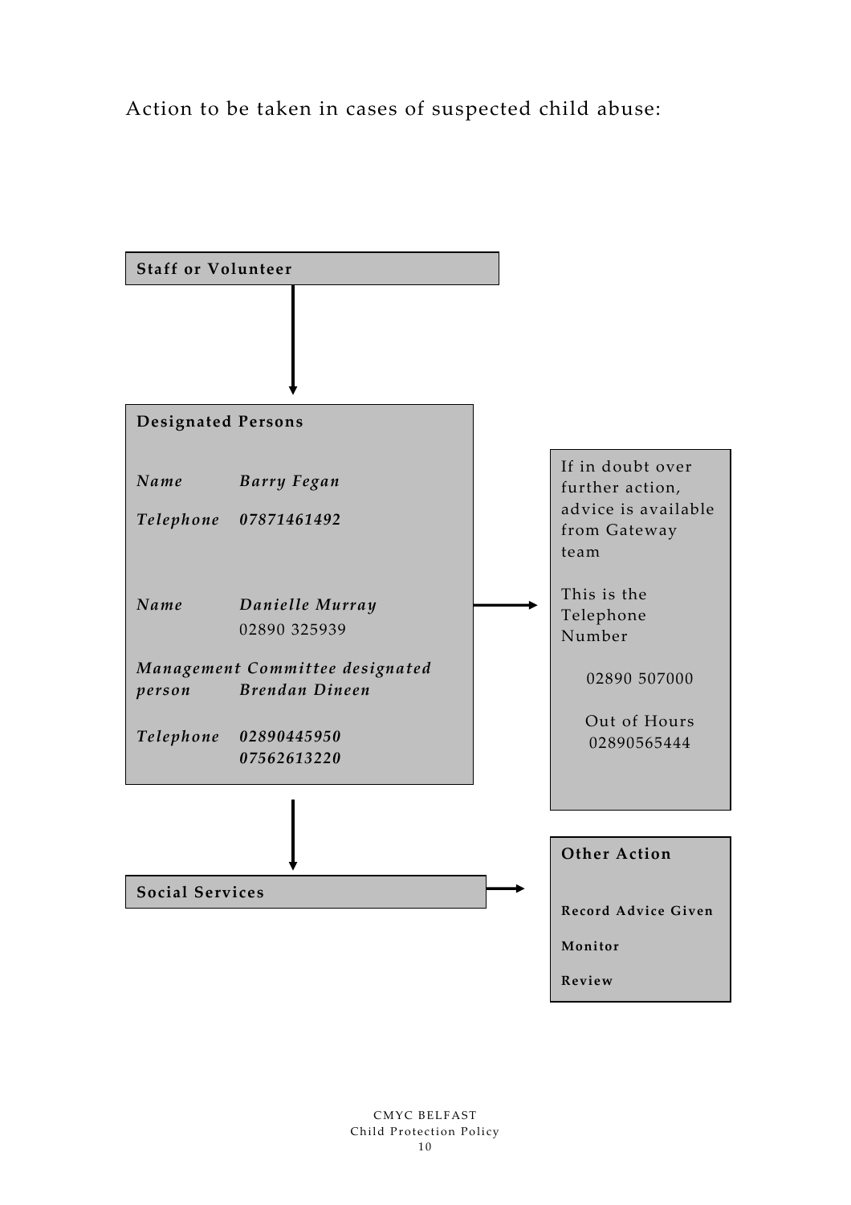Action to be taken in cases of suspected child abuse:

**Staff or Volunteer**

↓

**Designated Persons**

***Name*** ***Barry Fegan***

***Telephone*** ***07871461492***

***Name*** ***Danielle Murray***
02890 325939

***Management Committee designated person*** ***Brendan Dineen***

***Telephone*** ***02890445950***
***07562613220***

→

If in doubt over further action, advice is available from Gateway team

This is the Telephone Number

02890 507000

Out of Hours
02890565444

↓

**Social Services**

→

**Other Action**

**Record Advice Given**

**Monitor**

**Review**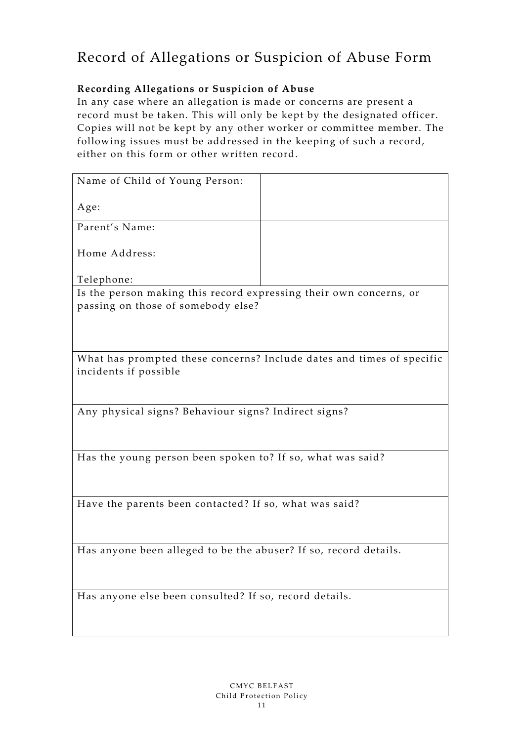# Record of Allegations or Suspicion of Abuse Form

**Recording Allegations or Suspicion of Abuse**

In any case where an allegation is made or concerns are present a record must be taken. This will only be kept by the designated officer. Copies will not be kept by any other worker or committee member. The following issues must be addressed in the keeping of such a record, either on this form or other written record.

| Name of Child of Young Person:<br><br>Age: | |
|---|---|
| Parent's Name:<br><br>Home Address:<br><br>Telephone: | |
| Is the person making this record expressing their own concerns, or passing on those of somebody else? | |
| What has prompted these concerns? Include dates and times of specific incidents if possible | |
| Any physical signs? Behaviour signs? Indirect signs? | |
| Has the young person been spoken to? If so, what was said? | |
| Have the parents been contacted? If so, what was said? | |
| Has anyone been alleged to be the abuser? If so, record details. | |
| Has anyone else been consulted? If so, record details. | |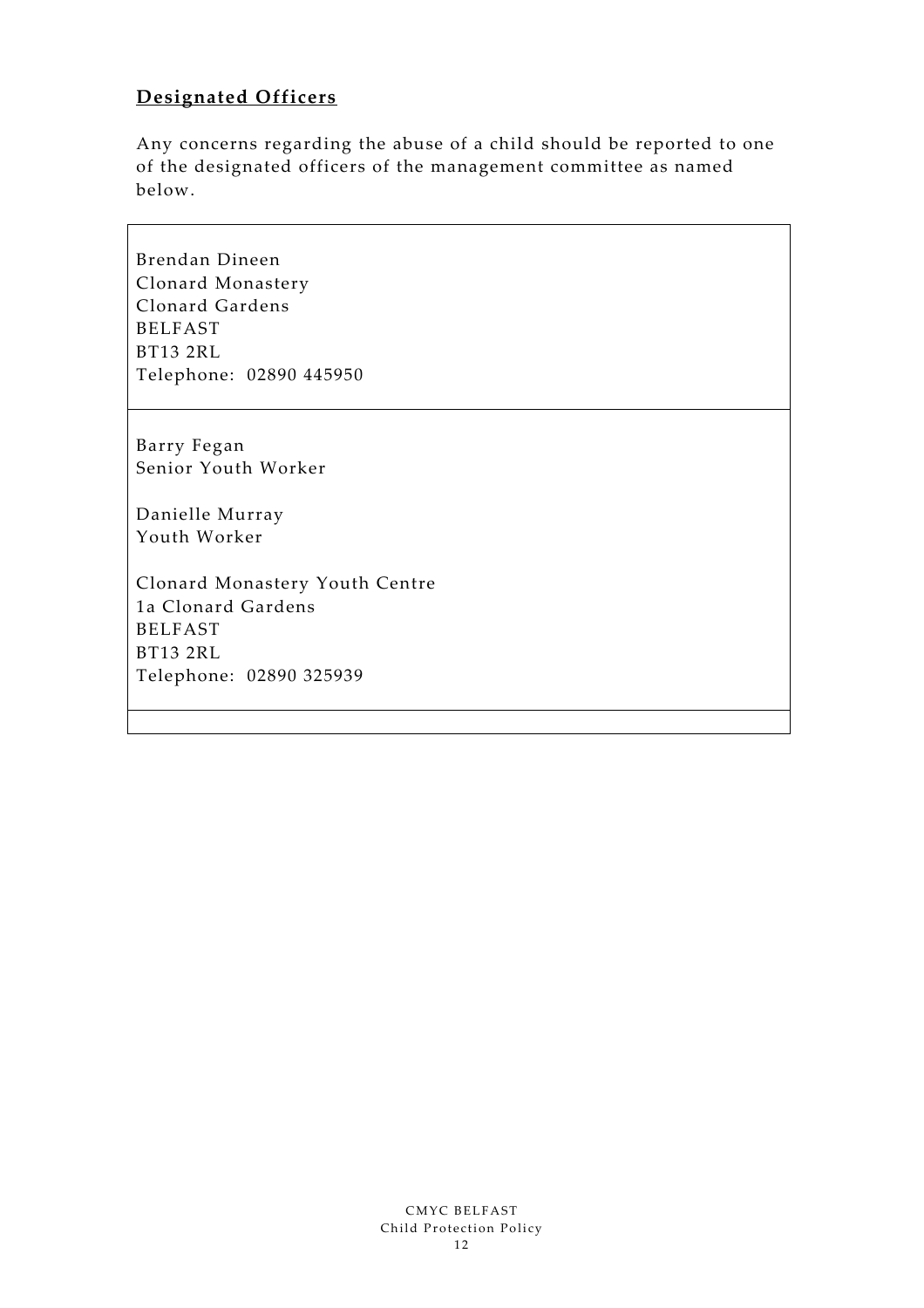## Designated Officers

Any concerns regarding the abuse of a child should be reported to one of the designated officers of the management committee as named below.

| |
|---|
| Brendan Dineen<br>Clonard Monastery<br>Clonard Gardens<br>BELFAST<br>BT13 2RL<br>Telephone: 02890 445950 |
| Barry Fegan<br>Senior Youth Worker<br><br>Danielle Murray<br>Youth Worker<br><br>Clonard Monastery Youth Centre<br>1a Clonard Gardens<br>BELFAST<br>BT13 2RL<br>Telephone: 02890 325939 |
| |